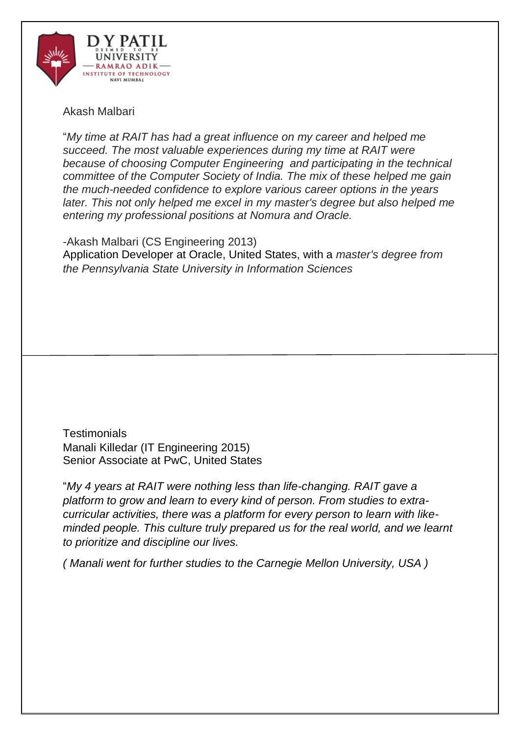D Y PATIL DEEMED TO BE UNIVERSITY — RAMRAO ADIK — INSTITUTE OF TECHNOLOGY NAVI MUMBAI

Akash Malbari

"*My time at RAIT has had a great influence on my career and helped me succeed. The most valuable experiences during my time at RAIT were because of choosing Computer Engineering and participating in the technical committee of the Computer Society of India. The mix of these helped me gain the much-needed confidence to explore various career options in the years later. This not only helped me excel in my master's degree but also helped me entering my professional positions at Nomura and Oracle.*

-Akash Malbari (CS Engineering 2013)
Application Developer at Oracle, United States, with a *master's degree from the Pennsylvania State University in Information Sciences*

---

Testimonials
Manali Killedar (IT Engineering 2015)
Senior Associate at PwC, United States

"*My 4 years at RAIT were nothing less than life-changing. RAIT gave a platform to grow and learn to every kind of person. From studies to extra-curricular activities, there was a platform for every person to learn with like-minded people. This culture truly prepared us for the real world, and we learnt to prioritize and discipline our lives.*

*( Manali went for further studies to the Carnegie Mellon University, USA )*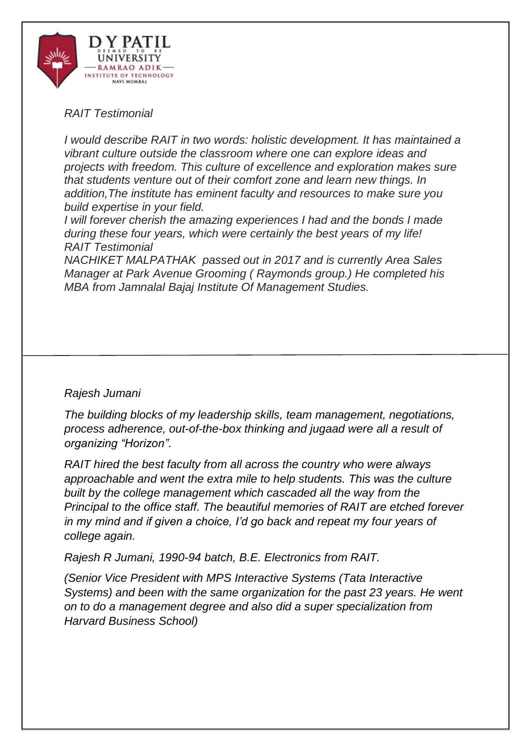*RAIT Testimonial*

*I would describe RAIT in two words: holistic development. It has maintained a vibrant culture outside the classroom where one can explore ideas and projects with freedom. This culture of excellence and exploration makes sure that students venture out of their comfort zone and learn new things. In addition,The institute has eminent faculty and resources to make sure you build expertise in your field.*
*I will forever cherish the amazing experiences I had and the bonds I made during these four years, which were certainly the best years of my life!*
*RAIT Testimonial*
*NACHIKET MALPATHAK passed out in 2017 and is currently Area Sales Manager at Park Avenue Grooming ( Raymonds group.) He completed his MBA from Jamnalal Bajaj Institute Of Management Studies.*

---

*Rajesh Jumani*

*The building blocks of my leadership skills, team management, negotiations, process adherence, out-of-the-box thinking and jugaad were all a result of organizing "Horizon".*

*RAIT hired the best faculty from all across the country who were always approachable and went the extra mile to help students. This was the culture built by the college management which cascaded all the way from the Principal to the office staff. The beautiful memories of RAIT are etched forever in my mind and if given a choice, I'd go back and repeat my four years of college again.*

*Rajesh R Jumani, 1990-94 batch, B.E. Electronics from RAIT.*

*(Senior Vice President with MPS Interactive Systems (Tata Interactive Systems) and been with the same organization for the past 23 years. He went on to do a management degree and also did a super specialization from Harvard Business School)*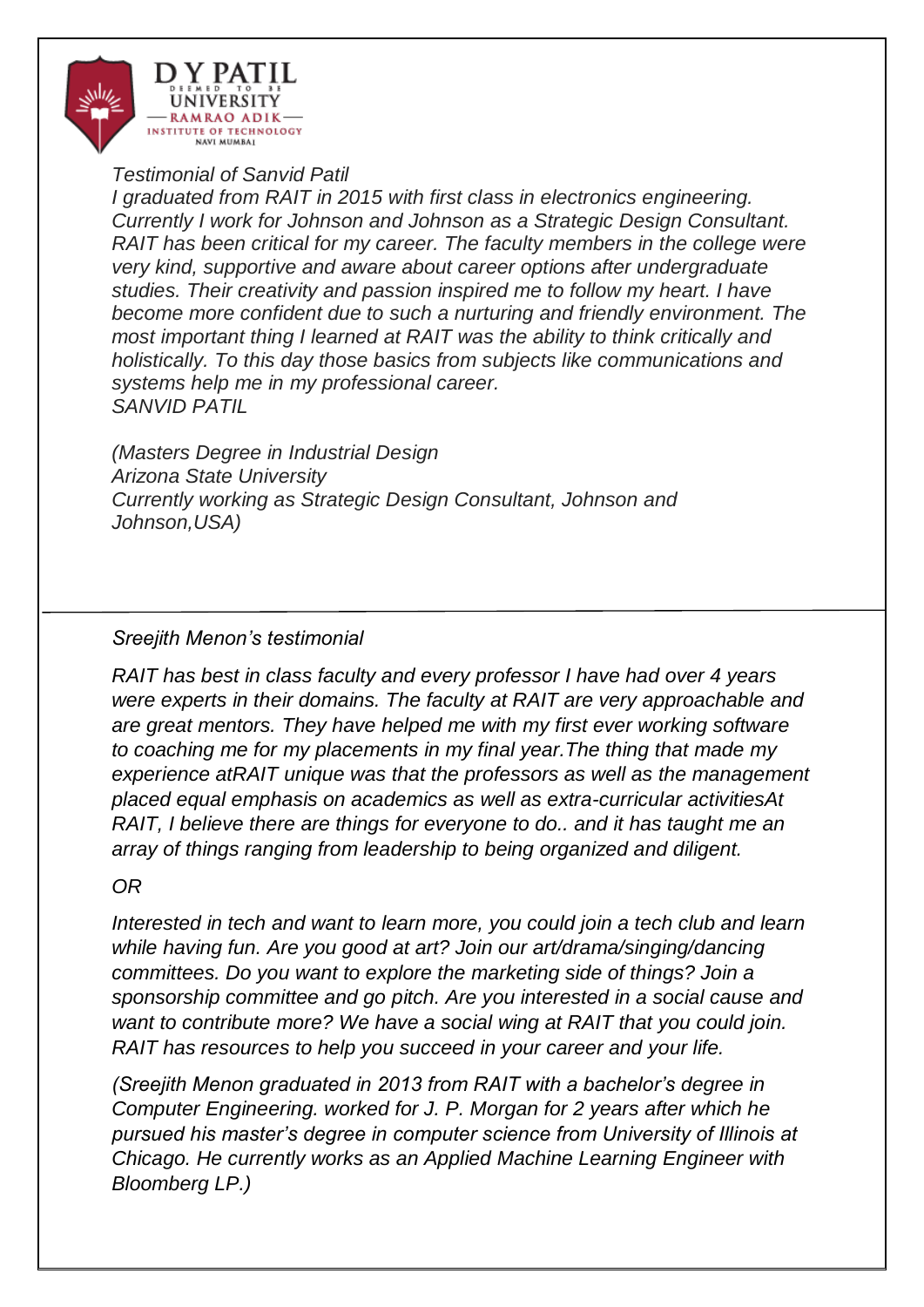D Y PATIL
DEEMED TO BE
UNIVERSITY
RAMRAO ADIK
INSTITUTE OF TECHNOLOGY
NAVI MUMBAI

*Testimonial of Sanvid Patil*
*I graduated from RAIT in 2015 with first class in electronics engineering. Currently I work for Johnson and Johnson as a Strategic Design Consultant. RAIT has been critical for my career. The faculty members in the college were very kind, supportive and aware about career options after undergraduate studies. Their creativity and passion inspired me to follow my heart. I have become more confident due to such a nurturing and friendly environment. The most important thing I learned at RAIT was the ability to think critically and holistically. To this day those basics from subjects like communications and systems help me in my professional career.*
*SANVID PATIL*

*(Masters Degree in Industrial Design*
*Arizona State University*
*Currently working as Strategic Design Consultant, Johnson and Johnson,USA)*

---

*Sreejith Menon's testimonial*

*RAIT has best in class faculty and every professor I have had over 4 years were experts in their domains. The faculty at RAIT are very approachable and are great mentors. They have helped me with my first ever working software to coaching me for my placements in my final year.The thing that made my experience atRAIT unique was that the professors as well as the management placed equal emphasis on academics as well as extra-curricular activitiesAt RAIT, I believe there are things for everyone to do.. and it has taught me an array of things ranging from leadership to being organized and diligent.*

*OR*

*Interested in tech and want to learn more, you could join a tech club and learn while having fun. Are you good at art? Join our art/drama/singing/dancing committees. Do you want to explore the marketing side of things? Join a sponsorship committee and go pitch. Are you interested in a social cause and want to contribute more? We have a social wing at RAIT that you could join. RAIT has resources to help you succeed in your career and your life.*

*(Sreejith Menon graduated in 2013 from RAIT with a bachelor's degree in Computer Engineering. worked for J. P. Morgan for 2 years after which he pursued his master's degree in computer science from University of Illinois at Chicago. He currently works as an Applied Machine Learning Engineer with Bloomberg LP.)*